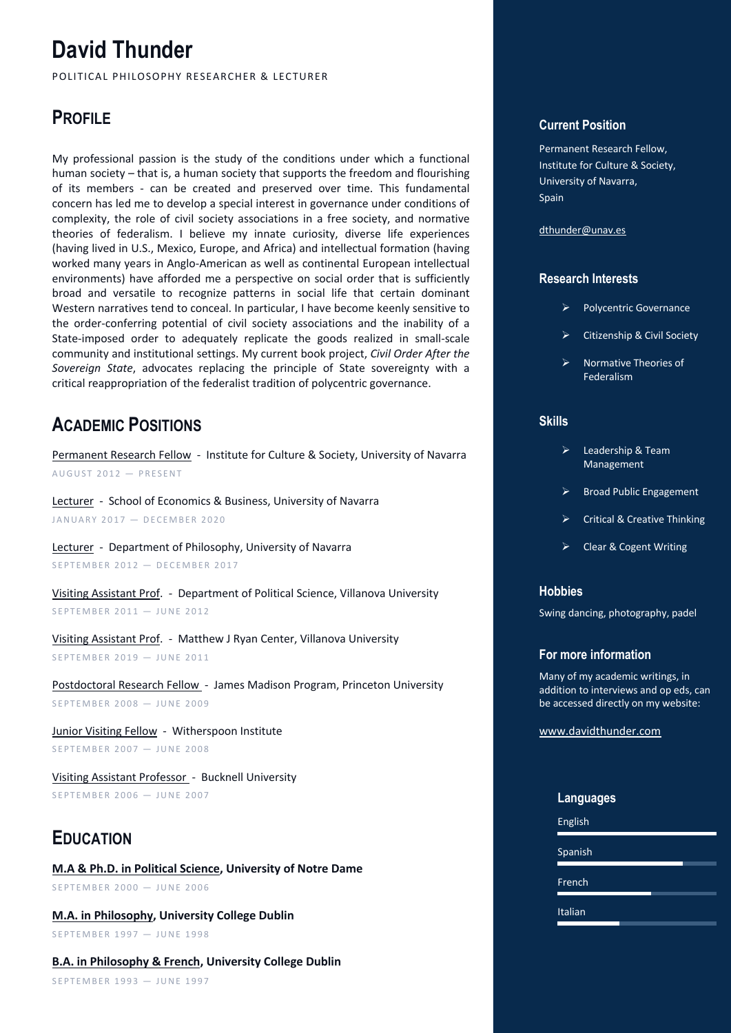# David Thunder

POLITICAL PHILOSOPHY RESEARCHER & LECTURER

## PROFILE

My professional passion is the study of the conditions under which a functional human society – that is, a human society that supports the freedom and flourishing of its members - can be created and preserved over time. This fundamental concern has led me to develop a special interest in governance under conditions of complexity, the role of civil society associations in a free society, and normative theories of federalism. I believe my innate curiosity, diverse life experiences (having lived in U.S., Mexico, Europe, and Africa) and intellectual formation (having worked many years in Anglo-American as well as continental European intellectual environments) have afforded me a perspective on social order that is sufficiently broad and versatile to recognize patterns in social life that certain dominant Western narratives tend to conceal. In particular, I have become keenly sensitive to the order-conferring potential of civil society associations and the inability of a State-imposed order to adequately replicate the goods realized in small-scale community and institutional settings. My current book project, *Civil Order After the Sovereign State*, advocates replacing the principle of State sovereignty with a critical reappropriation of the federalist tradition of polycentric governance.

## ACADEMIC POSITIONS

Permanent Research Fellow - Institute for Culture & Society, University of Navarra
AUGUST 2012 — PRESENT

Lecturer - School of Economics & Business, University of Navarra
JANUARY 2017 — DECEMBER 2020

Lecturer - Department of Philosophy, University of Navarra
SEPTEMBER 2012 — DECEMBER 2017

Visiting Assistant Prof. - Department of Political Science, Villanova University
SEPTEMBER 2011 — JUNE 2012

Visiting Assistant Prof. - Matthew J Ryan Center, Villanova University
SEPTEMBER 2019 — JUNE 2011

Postdoctoral Research Fellow - James Madison Program, Princeton University
SEPTEMBER 2008 — JUNE 2009

Junior Visiting Fellow - Witherspoon Institute
SEPTEMBER 2007 — JUNE 2008

Visiting Assistant Professor - Bucknell University
SEPTEMBER 2006 — JUNE 2007

## EDUCATION

**M.A & Ph.D. in Political Science, University of Notre Dame**
SEPTEMBER 2000 — JUNE 2006

**M.A. in Philosophy, University College Dublin**
SEPTEMBER 1997 — JUNE 1998

**B.A. in Philosophy & French, University College Dublin**
SEPTEMBER 1993 — JUNE 1997

### Current Position

Permanent Research Fellow,
Institute for Culture & Society,
University of Navarra,
Spain

dthunder@unav.es

### Research Interests

- Polycentric Governance
- Citizenship & Civil Society
- Normative Theories of Federalism

### Skills

- Leadership & Team Management
- Broad Public Engagement
- Critical & Creative Thinking
- Clear & Cogent Writing

### Hobbies

Swing dancing, photography, padel

### For more information

Many of my academic writings, in addition to interviews and op eds, can be accessed directly on my website:

www.davidthunder.com

### Languages

- English
- Spanish
- French
- Italian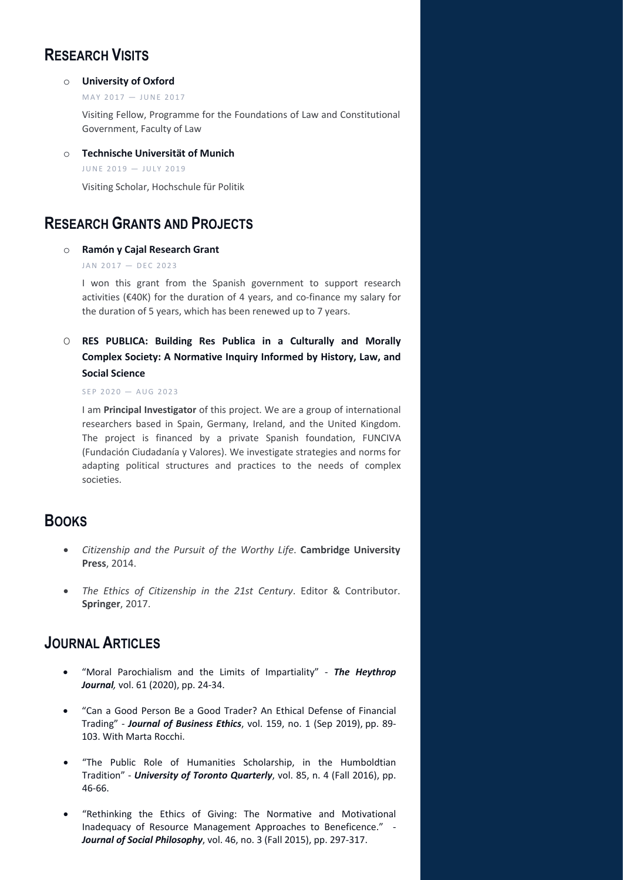## RESEARCH VISITS

- **University of Oxford**

  MAY 2017 — JUNE 2017

  Visiting Fellow, Programme for the Foundations of Law and Constitutional Government, Faculty of Law

- **Technische Universität of Munich**

  JUNE 2019 — JULY 2019

  Visiting Scholar, Hochschule für Politik

## RESEARCH GRANTS AND PROJECTS

- **Ramón y Cajal Research Grant**

  JAN 2017 — DEC 2023

  I won this grant from the Spanish government to support research activities (€40K) for the duration of 4 years, and co-finance my salary for the duration of 5 years, which has been renewed up to 7 years.

- **RES PUBLICA: Building Res Publica in a Culturally and Morally Complex Society: A Normative Inquiry Informed by History, Law, and Social Science**

  SEP 2020 — AUG 2023

  I am **Principal Investigator** of this project. We are a group of international researchers based in Spain, Germany, Ireland, and the United Kingdom. The project is financed by a private Spanish foundation, FUNCIVA (Fundación Ciudadanía y Valores). We investigate strategies and norms for adapting political structures and practices to the needs of complex societies.

## BOOKS

- *Citizenship and the Pursuit of the Worthy Life*. **Cambridge University Press**, 2014.
- *The Ethics of Citizenship in the 21st Century*. Editor & Contributor. **Springer**, 2017.

## JOURNAL ARTICLES

- "Moral Parochialism and the Limits of Impartiality" - ***The Heythrop Journal,*** vol. 61 (2020), pp. 24-34.
- "Can a Good Person Be a Good Trader? An Ethical Defense of Financial Trading" - ***Journal of Business Ethics***, vol. 159, no. 1 (Sep 2019), pp. 89-103. With Marta Rocchi.
- "The Public Role of Humanities Scholarship, in the Humboldtian Tradition" - ***University of Toronto Quarterly***, vol. 85, n. 4 (Fall 2016), pp. 46-66.
- "Rethinking the Ethics of Giving: The Normative and Motivational Inadequacy of Resource Management Approaches to Beneficence." - ***Journal of Social Philosophy***, vol. 46, no. 3 (Fall 2015), pp. 297-317.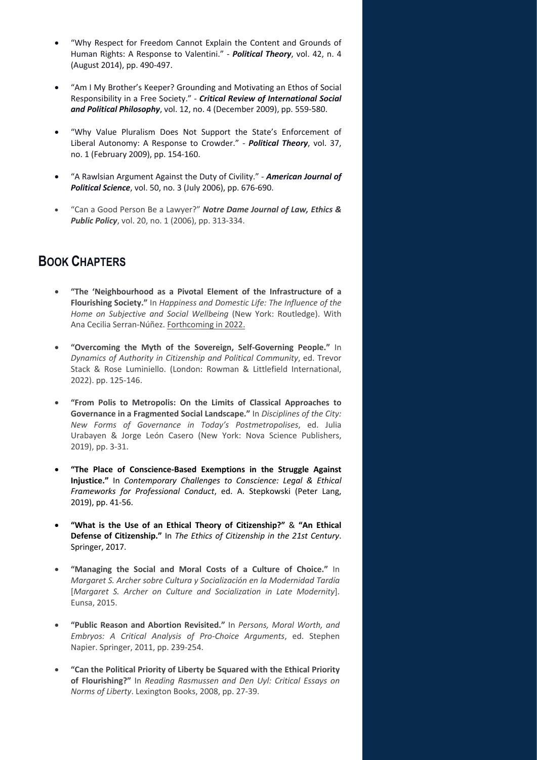- "Why Respect for Freedom Cannot Explain the Content and Grounds of Human Rights: A Response to Valentini." - ***Political Theory***, vol. 42, n. 4 (August 2014), pp. 490-497.

- "Am I My Brother's Keeper? Grounding and Motivating an Ethos of Social Responsibility in a Free Society." - ***Critical Review of International Social and Political Philosophy***, vol. 12, no. 4 (December 2009), pp. 559-580.

- "Why Value Pluralism Does Not Support the State's Enforcement of Liberal Autonomy: A Response to Crowder." - ***Political Theory***, vol. 37, no. 1 (February 2009), pp. 154-160.

- "A Rawlsian Argument Against the Duty of Civility." - ***American Journal of Political Science***, vol. 50, no. 3 (July 2006), pp. 676-690.

- "Can a Good Person Be a Lawyer?" ***Notre Dame Journal of Law, Ethics & Public Policy***, vol. 20, no. 1 (2006), pp. 313-334.

## BOOK CHAPTERS

- **"The 'Neighbourhood as a Pivotal Element of the Infrastructure of a Flourishing Society."** In *Happiness and Domestic Life: The Influence of the Home on Subjective and Social Wellbeing* (New York: Routledge). With Ana Cecilia Serran-Núñez. Forthcoming in 2022.

- **"Overcoming the Myth of the Sovereign, Self-Governing People."** In *Dynamics of Authority in Citizenship and Political Community*, ed. Trevor Stack & Rose Luminiello. (London: Rowman & Littlefield International, 2022). pp. 125-146.

- **"From Polis to Metropolis: On the Limits of Classical Approaches to Governance in a Fragmented Social Landscape."** In *Disciplines of the City: New Forms of Governance in Today's Postmetropolises*, ed. Julia Urabayen & Jorge León Casero (New York: Nova Science Publishers, 2019), pp. 3-31.

- **"The Place of Conscience-Based Exemptions in the Struggle Against Injustice."** In *Contemporary Challenges to Conscience: Legal & Ethical Frameworks for Professional Conduct*, ed. A. Stepkowski (Peter Lang, 2019), pp. 41-56.

- **"What is the Use of an Ethical Theory of Citizenship?"** & **"An Ethical Defense of Citizenship."** In *The Ethics of Citizenship in the 21st Century*. Springer, 2017.

- **"Managing the Social and Moral Costs of a Culture of Choice."** In *Margaret S. Archer sobre Cultura y Socialización en la Modernidad Tardía* [*Margaret S. Archer on Culture and Socialization in Late Modernity*]. Eunsa, 2015.

- **"Public Reason and Abortion Revisited."** In *Persons, Moral Worth, and Embryos: A Critical Analysis of Pro-Choice Arguments*, ed. Stephen Napier. Springer, 2011, pp. 239-254.

- **"Can the Political Priority of Liberty be Squared with the Ethical Priority of Flourishing?"** In *Reading Rasmussen and Den Uyl: Critical Essays on Norms of Liberty*. Lexington Books, 2008, pp. 27-39.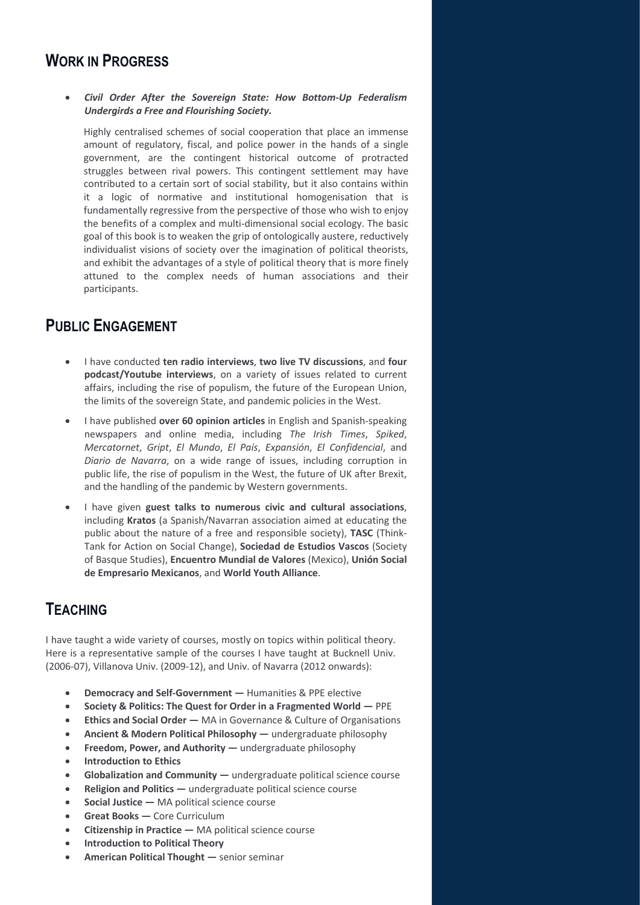## Work in Progress

- ***Civil Order After the Sovereign State: How Bottom-Up Federalism Undergirds a Free and Flourishing Society.***

  Highly centralised schemes of social cooperation that place an immense amount of regulatory, fiscal, and police power in the hands of a single government, are the contingent historical outcome of protracted struggles between rival powers. This contingent settlement may have contributed to a certain sort of social stability, but it also contains within it a logic of normative and institutional homogenisation that is fundamentally regressive from the perspective of those who wish to enjoy the benefits of a complex and multi-dimensional social ecology. The basic goal of this book is to weaken the grip of ontologically austere, reductively individualist visions of society over the imagination of political theorists, and exhibit the advantages of a style of political theory that is more finely attuned to the complex needs of human associations and their participants.

## Public Engagement

- I have conducted **ten radio interviews**, **two live TV discussions**, and **four podcast/Youtube interviews**, on a variety of issues related to current affairs, including the rise of populism, the future of the European Union, the limits of the sovereign State, and pandemic policies in the West.
- I have published **over 60 opinion articles** in English and Spanish-speaking newspapers and online media, including *The Irish Times*, *Spiked*, *Mercatornet*, *Gript*, *El Mundo*, *El País*, *Expansión*, *El Confidencial*, and *Diario de Navarra*, on a wide range of issues, including corruption in public life, the rise of populism in the West, the future of UK after Brexit, and the handling of the pandemic by Western governments.
- I have given **guest talks to numerous civic and cultural associations**, including **Kratos** (a Spanish/Navarran association aimed at educating the public about the nature of a free and responsible society), **TASC** (Think-Tank for Action on Social Change), **Sociedad de Estudios Vascos** (Society of Basque Studies), **Encuentro Mundial de Valores** (Mexico), **Unión Social de Empresario Mexicanos**, and **World Youth Alliance**.

## Teaching

I have taught a wide variety of courses, mostly on topics within political theory. Here is a representative sample of the courses I have taught at Bucknell Univ. (2006-07), Villanova Univ. (2009-12), and Univ. of Navarra (2012 onwards):

- **Democracy and Self-Government —** Humanities & PPE elective
- **Society & Politics: The Quest for Order in a Fragmented World —** PPE
- **Ethics and Social Order —** MA in Governance & Culture of Organisations
- **Ancient & Modern Political Philosophy —** undergraduate philosophy
- **Freedom, Power, and Authority —** undergraduate philosophy
- **Introduction to Ethics**
- **Globalization and Community —** undergraduate political science course
- **Religion and Politics —** undergraduate political science course
- **Social Justice —** MA political science course
- **Great Books —** Core Curriculum
- **Citizenship in Practice —** MA political science course
- **Introduction to Political Theory**
- **American Political Thought —** senior seminar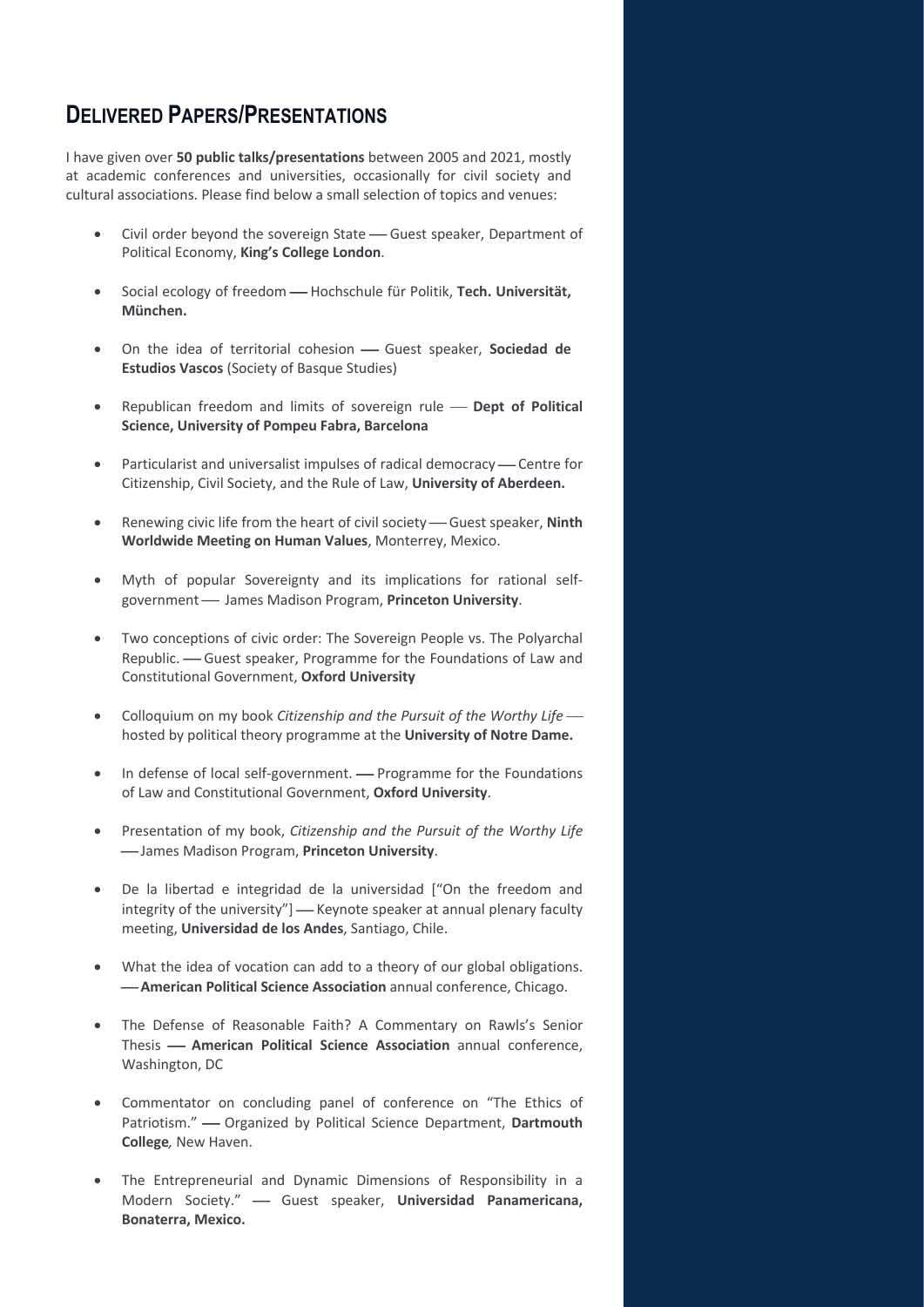## Delivered Papers/Presentations

I have given over **50 public talks/presentations** between 2005 and 2021, mostly at academic conferences and universities, occasionally for civil society and cultural associations. Please find below a small selection of topics and venues:

- Civil order beyond the sovereign State — Guest speaker, Department of Political Economy, **King's College London**.
- Social ecology of freedom — Hochschule für Politik, **Tech. Universität, München.**
- On the idea of territorial cohesion — Guest speaker, **Sociedad de Estudios Vascos** (Society of Basque Studies)
- Republican freedom and limits of sovereign rule — **Dept of Political Science, University of Pompeu Fabra, Barcelona**
- Particularist and universalist impulses of radical democracy — Centre for Citizenship, Civil Society, and the Rule of Law, **University of Aberdeen.**
- Renewing civic life from the heart of civil society — Guest speaker, **Ninth Worldwide Meeting on Human Values**, Monterrey, Mexico.
- Myth of popular Sovereignty and its implications for rational self-government — James Madison Program, **Princeton University**.
- Two conceptions of civic order: The Sovereign People vs. The Polyarchal Republic. — Guest speaker, Programme for the Foundations of Law and Constitutional Government, **Oxford University**
- Colloquium on my book *Citizenship and the Pursuit of the Worthy Life* — hosted by political theory programme at the **University of Notre Dame.**
- In defense of local self-government. — Programme for the Foundations of Law and Constitutional Government, **Oxford University**.
- Presentation of my book, *Citizenship and the Pursuit of the Worthy Life* — James Madison Program, **Princeton University**.
- De la libertad e integridad de la universidad ["On the freedom and integrity of the university"] — Keynote speaker at annual plenary faculty meeting, **Universidad de los Andes**, Santiago, Chile.
- What the idea of vocation can add to a theory of our global obligations. — **American Political Science Association** annual conference, Chicago.
- The Defense of Reasonable Faith? A Commentary on Rawls's Senior Thesis — **American Political Science Association** annual conference, Washington, DC
- Commentator on concluding panel of conference on "The Ethics of Patriotism." — Organized by Political Science Department, **Dartmouth College***,* New Haven.
- The Entrepreneurial and Dynamic Dimensions of Responsibility in a Modern Society." — Guest speaker, **Universidad Panamericana, Bonaterra, Mexico.**